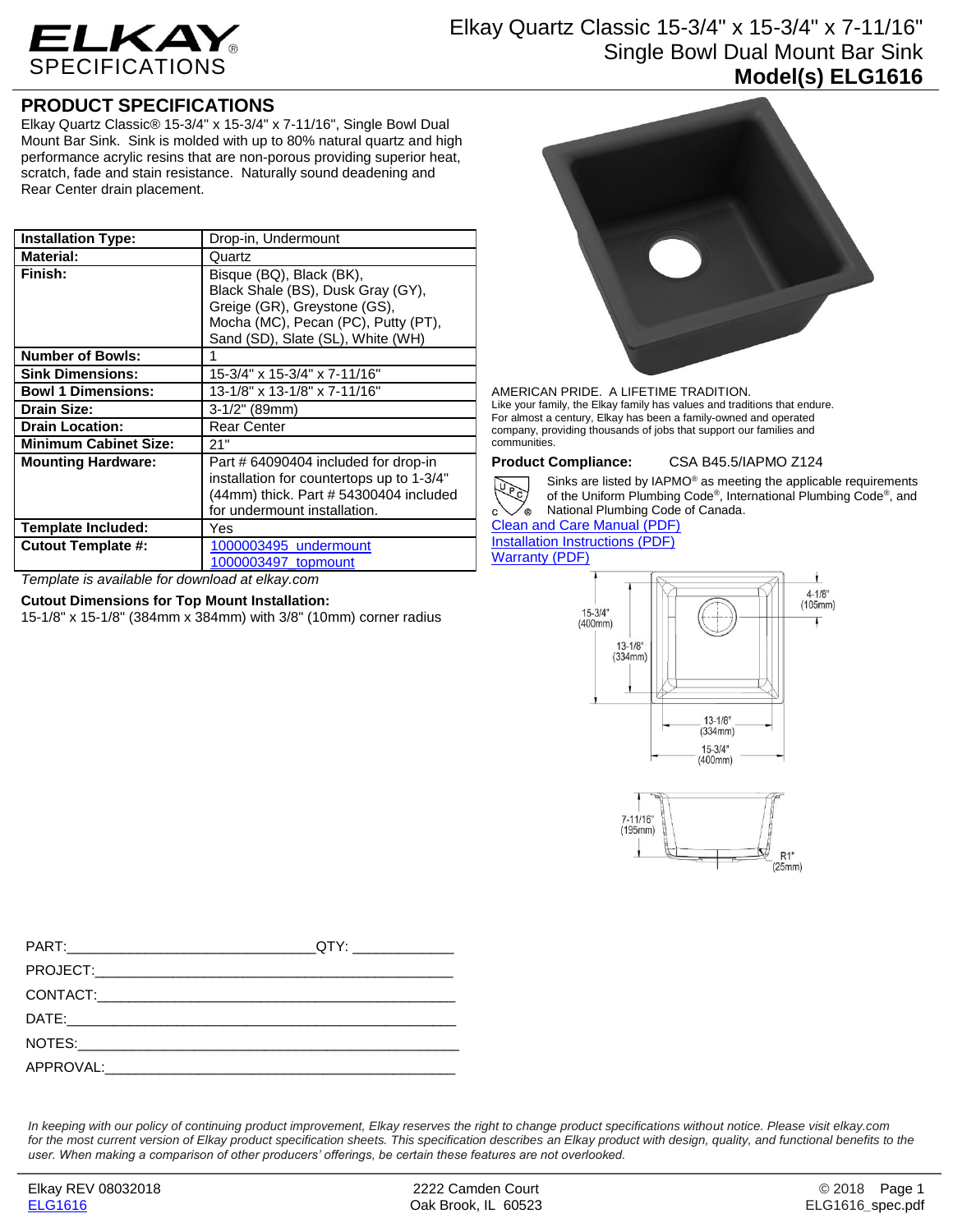# ELKAY SPECIFICATIONS

## Elkay Quartz Classic 15-3/4" x 15-3/4" x 7-11/16" Single Bowl Dual Mount Bar Sink

**Model(s) ELG1616**

## PRODUCT SPECIFICATIONS

Elkay Quartz Classic® 15-3/4" x 15-3/4" x 7-11/16", Single Bowl Dual Mount Bar Sink. Sink is molded with up to 80% natural quartz and high performance acrylic resins that are non-porous providing superior heat, scratch, fade and stain resistance. Naturally sound deadening and Rear Center drain placement.

| | |
|---|---|
| **Installation Type:** | Drop-in, Undermount |
| **Material:** | Quartz |
| **Finish:** | Bisque (BQ), Black (BK), Black Shale (BS), Dusk Gray (GY), Greige (GR), Greystone (GS), Mocha (MC), Pecan (PC), Putty (PT), Sand (SD), Slate (SL), White (WH) |
| **Number of Bowls:** | 1 |
| **Sink Dimensions:** | 15-3/4" x 15-3/4" x 7-11/16" |
| **Bowl 1 Dimensions:** | 13-1/8" x 13-1/8" x 7-11/16" |
| **Drain Size:** | 3-1/2" (89mm) |
| **Drain Location:** | Rear Center |
| **Minimum Cabinet Size:** | 21" |
| **Mounting Hardware:** | Part # 64090404 included for drop-in installation for countertops up to 1-3/4" (44mm) thick. Part # 54300404 included for undermount installation. |
| **Template Included:** | Yes |
| **Cutout Template #:** | 1000003495_undermount<br>1000003497_topmount |

*Template is available for download at elkay.com*

**Cutout Dimensions for Top Mount Installation:**
15-1/8" x 15-1/8" (384mm x 384mm) with 3/8" (10mm) corner radius

AMERICAN PRIDE. A LIFETIME TRADITION.
Like your family, the Elkay family has values and traditions that endure. For almost a century, Elkay has been a family-owned and operated company, providing thousands of jobs that support our families and communities.

**Product Compliance:** CSA B45.5/IAPMO Z124

Sinks are listed by IAPMO® as meeting the applicable requirements of the Uniform Plumbing Code®, International Plumbing Code®, and National Plumbing Code of Canada.

Clean and Care Manual (PDF)
Installation Instructions (PDF)
Warranty (PDF)

15-3/4" (400mm)
13-1/8" (334mm)
4-1/8" (105mm)
13-1/8" (334mm)
15-3/4" (400mm)
7-11/16" (195mm)
R1" (25mm)

PART:______________________________QTY: ____________
PROJECT:___________________________________________
CONTACT:___________________________________________
DATE:______________________________________________
NOTES:_____________________________________________
APPROVAL:__________________________________________

*In keeping with our policy of continuing product improvement, Elkay reserves the right to change product specifications without notice. Please visit elkay.com for the most current version of Elkay product specification sheets. This specification describes an Elkay product with design, quality, and functional benefits to the user. When making a comparison of other producers' offerings, be certain these features are not overlooked.*

Elkay REV 08032018
ELG1616
2222 Camden Court
Oak Brook, IL 60523
© 2018
ELG1616_spec.pdf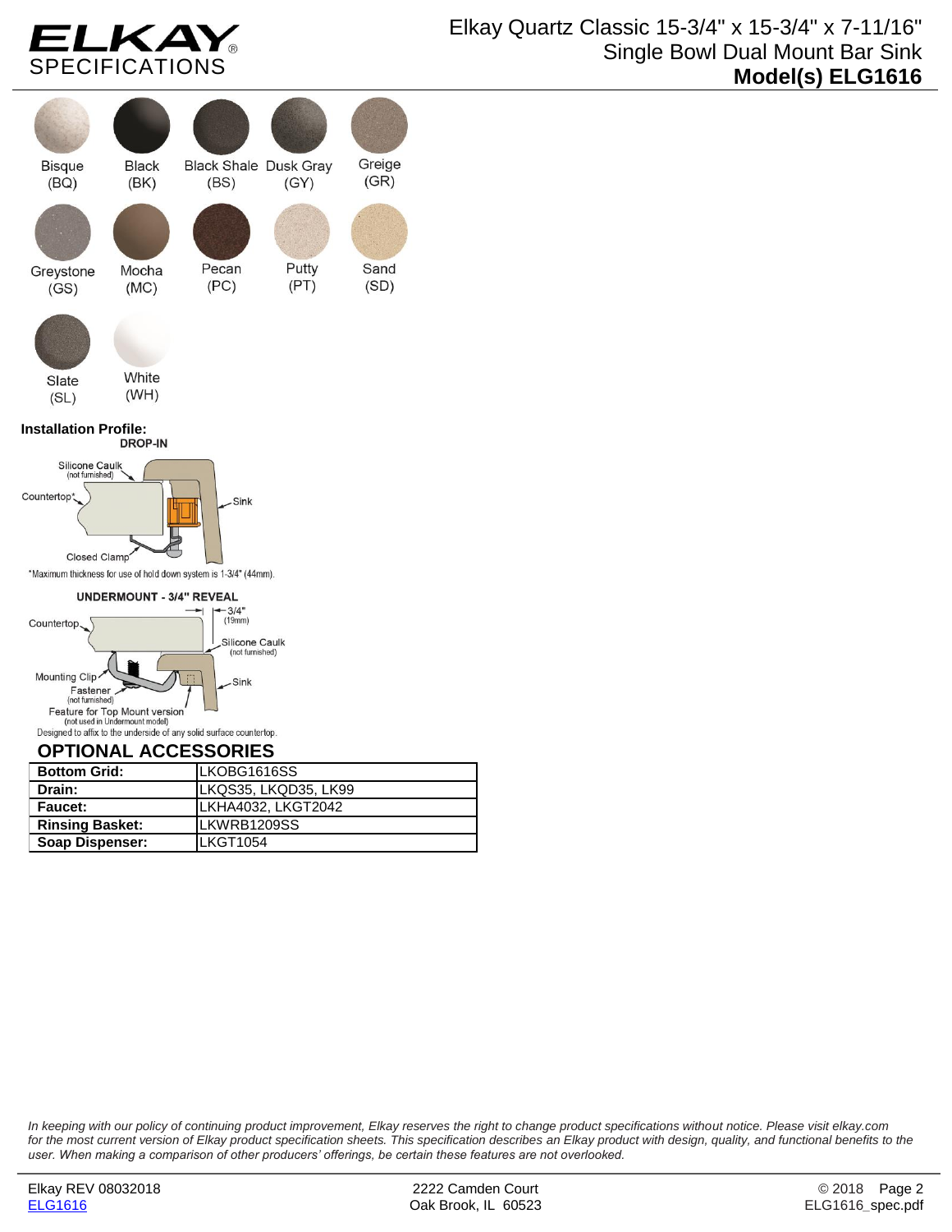# Elkay Quartz Classic 15-3/4" x 15-3/4" x 7-11/16" Single Bowl Dual Mount Bar Sink

## Model(s) ELG1616

Bisque (BQ)
Black (BK)
Black Shale (BS)
Dusk Gray (GY)
Greige (GR)
Greystone (GS)
Mocha (MC)
Pecan (PC)
Putty (PT)
Sand (SD)
Slate (SL)
White (WH)

**Installation Profile:**

DROP-IN

Silicone Caulk (not furnished)
Countertop*
Sink
Closed Clamp

*Maximum thickness for use of hold down system is 1-3/4" (44mm).

UNDERMOUNT - 3/4" REVEAL

3/4" (19mm)
Countertop
Silicone Caulk (not furnished)
Mounting Clip
Sink
Fastener (not furnished)
Feature for Top Mount version (not used in Undermount model)

Designed to affix to the underside of any solid surface countertop.

## OPTIONAL ACCESSORIES

| | |
|---|---|
| **Bottom Grid:** | LKOBG1616SS |
| **Drain:** | LKQS35, LKQD35, LK99 |
| **Faucet:** | LKHA4032, LKGT2042 |
| **Rinsing Basket:** | LKWRB1209SS |
| **Soap Dispenser:** | LKGT1054 |

*In keeping with our policy of continuing product improvement, Elkay reserves the right to change product specifications without notice. Please visit elkay.com for the most current version of Elkay product specification sheets. This specification describes an Elkay product with design, quality, and functional benefits to the user. When making a comparison of other producers' offerings, be certain these features are not overlooked.*

Elkay REV 08032018
ELG1616

2222 Camden Court
Oak Brook, IL 60523

© 2018
ELG1616_spec.pdf